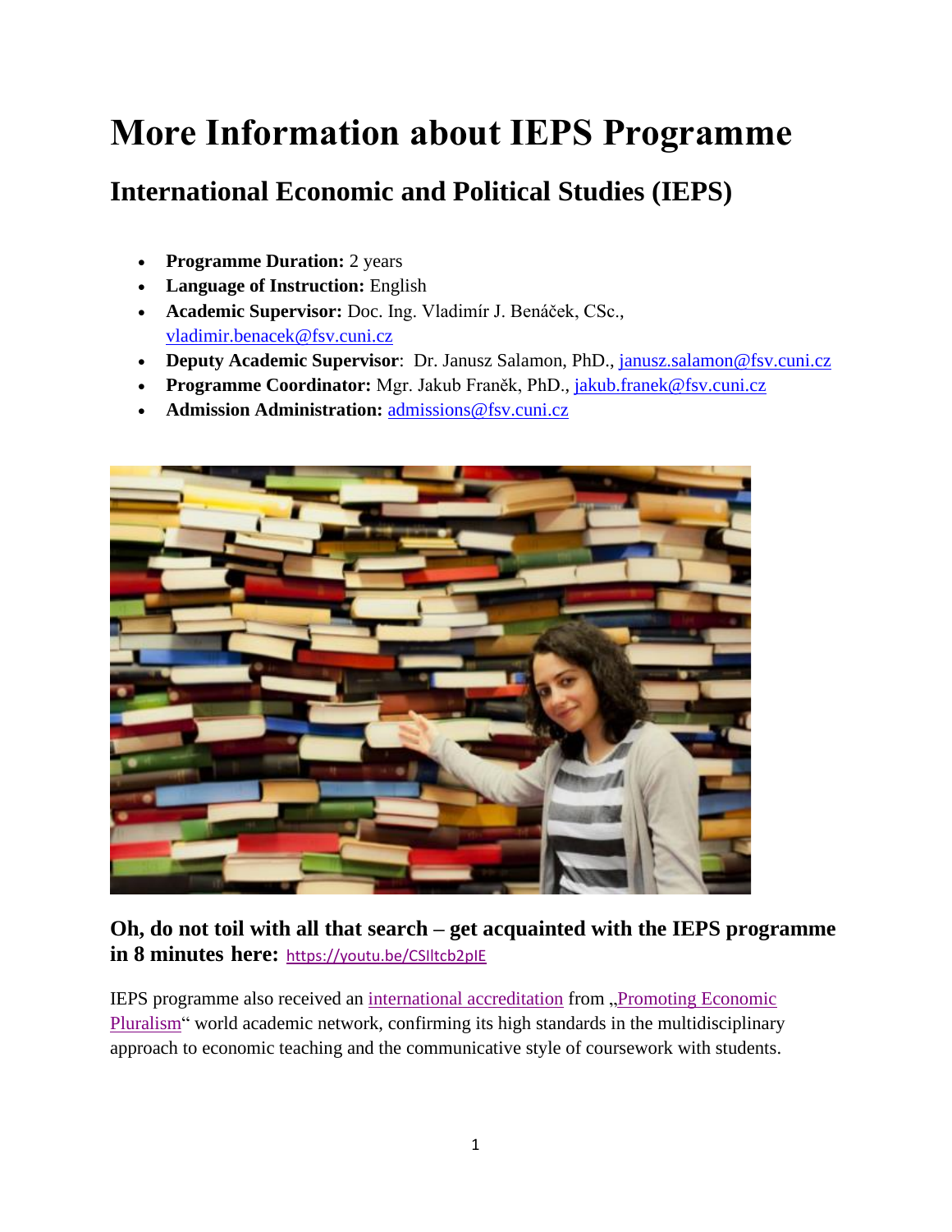# More Information about IEPS Programme

## International Economic and Political Studies (IEPS)

- **Programme Duration:** 2 years
- **Language of Instruction:** English
- **Academic Supervisor:** Doc. Ing. Vladimír J. Benáček, CSc., vladimir.benacek@fsv.cuni.cz
- **Deputy Academic Supervisor**: Dr. Janusz Salamon, PhD., janusz.salamon@fsv.cuni.cz
- **Programme Coordinator:** Mgr. Jakub Franěk, PhD., jakub.franek@fsv.cuni.cz
- **Admission Administration:** admissions@fsv.cuni.cz

### Oh, do not toil with all that search – get acquainted with the IEPS programme in 8 minutes here: https://youtu.be/CSIltcb2pIE

IEPS programme also received an international accreditation from „Promoting Economic Pluralism“ world academic network, confirming its high standards in the multidisciplinary approach to economic teaching and the communicative style of coursework with students.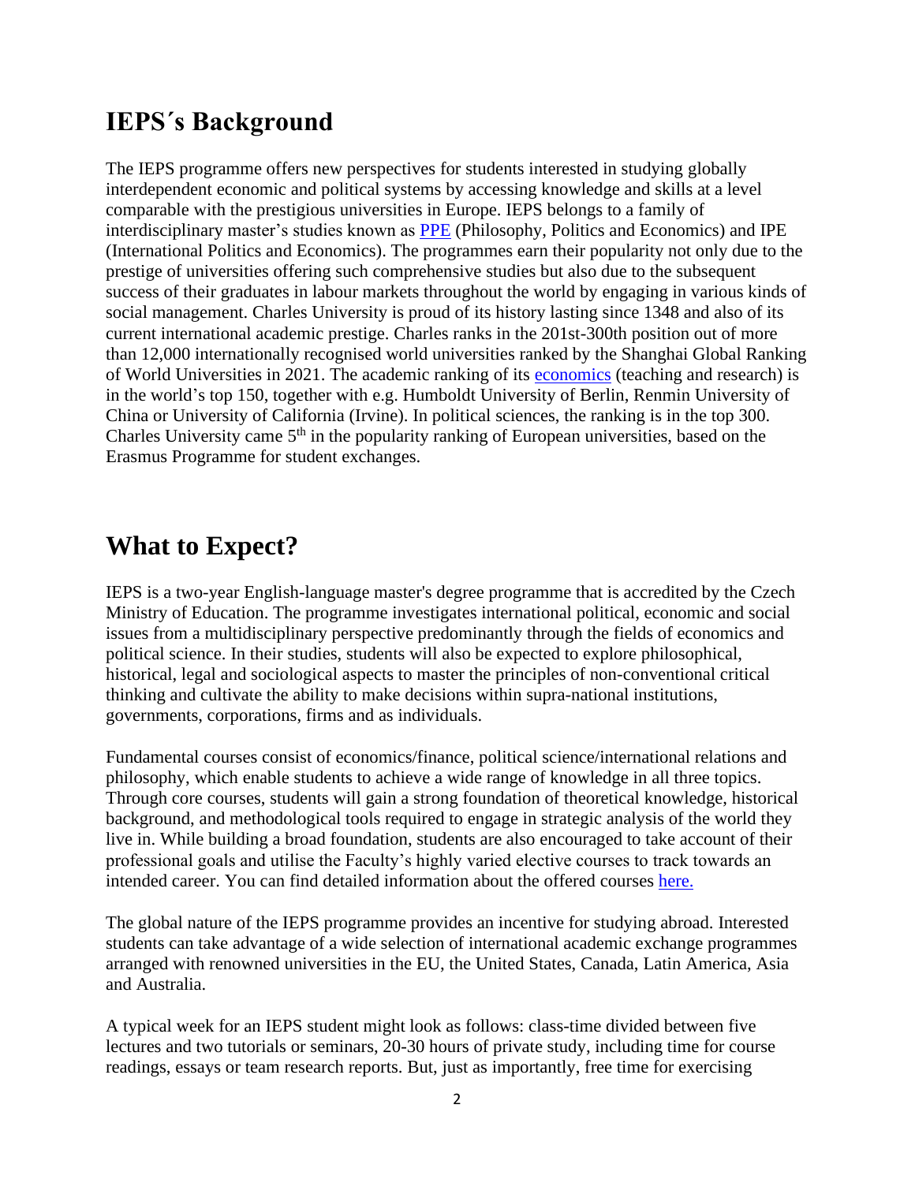## IEPS´s Background

The IEPS programme offers new perspectives for students interested in studying globally interdependent economic and political systems by accessing knowledge and skills at a level comparable with the prestigious universities in Europe. IEPS belongs to a family of interdisciplinary master's studies known as [PPE](#) (Philosophy, Politics and Economics) and IPE (International Politics and Economics). The programmes earn their popularity not only due to the prestige of universities offering such comprehensive studies but also due to the subsequent success of their graduates in labour markets throughout the world by engaging in various kinds of social management. Charles University is proud of its history lasting since 1348 and also of its current international academic prestige. Charles ranks in the 201st-300th position out of more than 12,000 internationally recognised world universities ranked by the Shanghai Global Ranking of World Universities in 2021. The academic ranking of its [economics](#) (teaching and research) is in the world's top 150, together with e.g. Humboldt University of Berlin, Renmin University of China or University of California (Irvine). In political sciences, the ranking is in the top 300. Charles University came 5th in the popularity ranking of European universities, based on the Erasmus Programme for student exchanges.

## What to Expect?

IEPS is a two-year English-language master's degree programme that is accredited by the Czech Ministry of Education. The programme investigates international political, economic and social issues from a multidisciplinary perspective predominantly through the fields of economics and political science. In their studies, students will also be expected to explore philosophical, historical, legal and sociological aspects to master the principles of non-conventional critical thinking and cultivate the ability to make decisions within supra-national institutions, governments, corporations, firms and as individuals.

Fundamental courses consist of economics/finance, political science/international relations and philosophy, which enable students to achieve a wide range of knowledge in all three topics. Through core courses, students will gain a strong foundation of theoretical knowledge, historical background, and methodological tools required to engage in strategic analysis of the world they live in. While building a broad foundation, students are also encouraged to take account of their professional goals and utilise the Faculty's highly varied elective courses to track towards an intended career. You can find detailed information about the offered courses [here.](#)

The global nature of the IEPS programme provides an incentive for studying abroad. Interested students can take advantage of a wide selection of international academic exchange programmes arranged with renowned universities in the EU, the United States, Canada, Latin America, Asia and Australia.

A typical week for an IEPS student might look as follows: class-time divided between five lectures and two tutorials or seminars, 20-30 hours of private study, including time for course readings, essays or team research reports. But, just as importantly, free time for exercising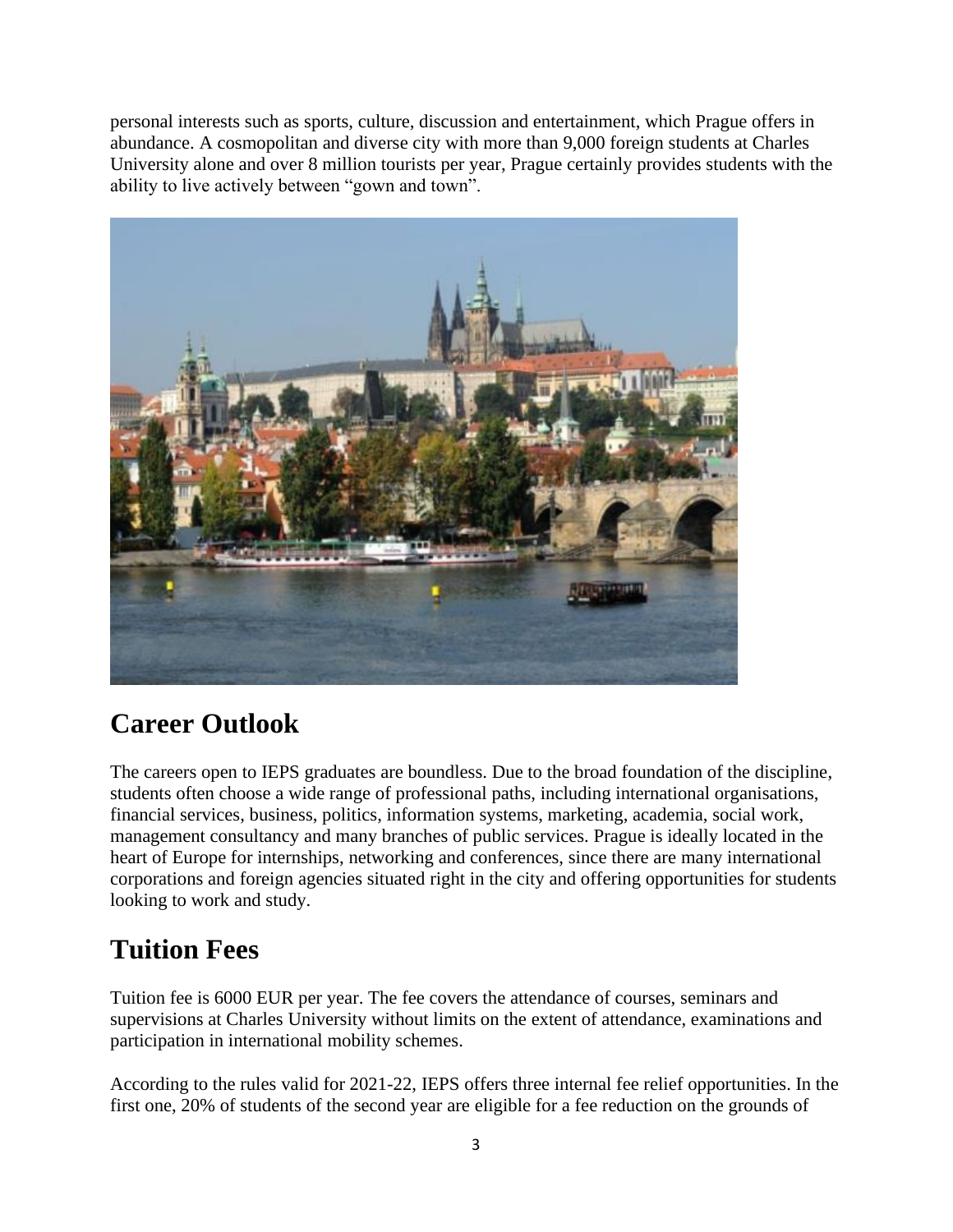personal interests such as sports, culture, discussion and entertainment, which Prague offers in abundance. A cosmopolitan and diverse city with more than 9,000 foreign students at Charles University alone and over 8 million tourists per year, Prague certainly provides students with the ability to live actively between "gown and town".

## Career Outlook

The careers open to IEPS graduates are boundless. Due to the broad foundation of the discipline, students often choose a wide range of professional paths, including international organisations, financial services, business, politics, information systems, marketing, academia, social work, management consultancy and many branches of public services. Prague is ideally located in the heart of Europe for internships, networking and conferences, since there are many international corporations and foreign agencies situated right in the city and offering opportunities for students looking to work and study.

## Tuition Fees

Tuition fee is 6000 EUR per year. The fee covers the attendance of courses, seminars and supervisions at Charles University without limits on the extent of attendance, examinations and participation in international mobility schemes.

According to the rules valid for 2021-22, IEPS offers three internal fee relief opportunities. In the first one, 20% of students of the second year are eligible for a fee reduction on the grounds of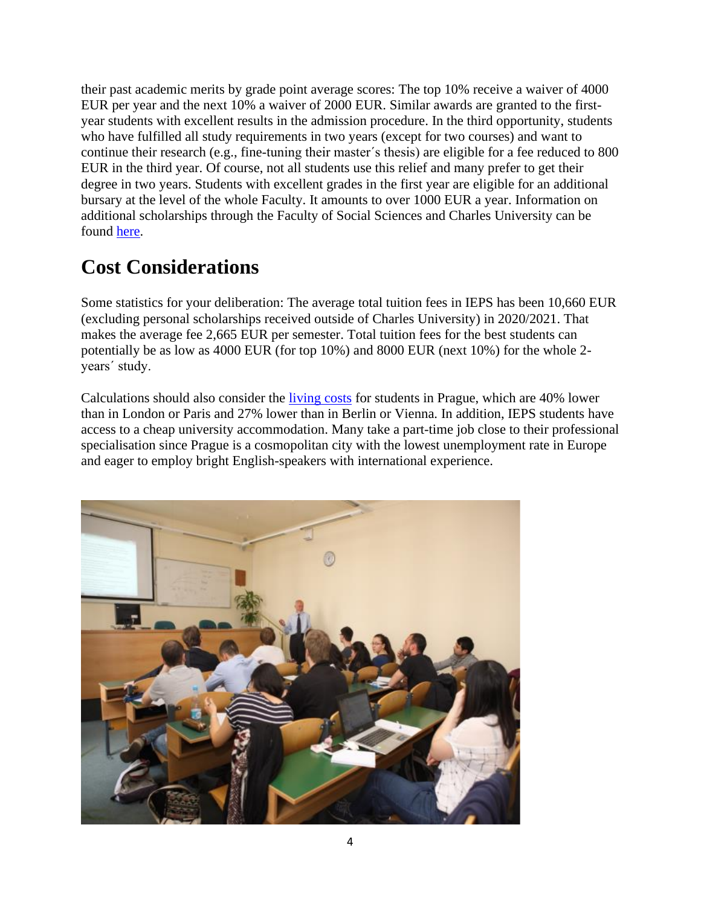their past academic merits by grade point average scores: The top 10% receive a waiver of 4000 EUR per year and the next 10% a waiver of 2000 EUR. Similar awards are granted to the first-year students with excellent results in the admission procedure. In the third opportunity, students who have fulfilled all study requirements in two years (except for two courses) and want to continue their research (e.g., fine-tuning their master´s thesis) are eligible for a fee reduced to 800 EUR in the third year. Of course, not all students use this relief and many prefer to get their degree in two years. Students with excellent grades in the first year are eligible for an additional bursary at the level of the whole Faculty. It amounts to over 1000 EUR a year. Information on additional scholarships through the Faculty of Social Sciences and Charles University can be found here.

## Cost Considerations

Some statistics for your deliberation: The average total tuition fees in IEPS has been 10,660 EUR (excluding personal scholarships received outside of Charles University) in 2020/2021. That makes the average fee 2,665 EUR per semester. Total tuition fees for the best students can potentially be as low as 4000 EUR (for top 10%) and 8000 EUR (next 10%) for the whole 2-years´ study.

Calculations should also consider the living costs for students in Prague, which are 40% lower than in London or Paris and 27% lower than in Berlin or Vienna. In addition, IEPS students have access to a cheap university accommodation. Many take a part-time job close to their professional specialisation since Prague is a cosmopolitan city with the lowest unemployment rate in Europe and eager to employ bright English-speakers with international experience.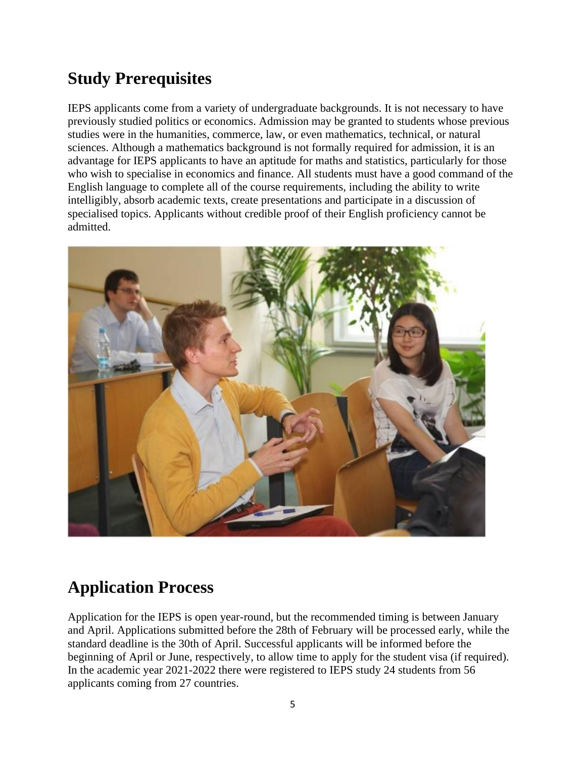## Study Prerequisites

IEPS applicants come from a variety of undergraduate backgrounds. It is not necessary to have previously studied politics or economics. Admission may be granted to students whose previous studies were in the humanities, commerce, law, or even mathematics, technical, or natural sciences. Although a mathematics background is not formally required for admission, it is an advantage for IEPS applicants to have an aptitude for maths and statistics, particularly for those who wish to specialise in economics and finance. All students must have a good command of the English language to complete all of the course requirements, including the ability to write intelligibly, absorb academic texts, create presentations and participate in a discussion of specialised topics. Applicants without credible proof of their English proficiency cannot be admitted.

## Application Process

Application for the IEPS is open year-round, but the recommended timing is between January and April. Applications submitted before the 28th of February will be processed early, while the standard deadline is the 30th of April. Successful applicants will be informed before the beginning of April or June, respectively, to allow time to apply for the student visa (if required). In the academic year 2021-2022 there were registered to IEPS study 24 students from 56 applicants coming from 27 countries.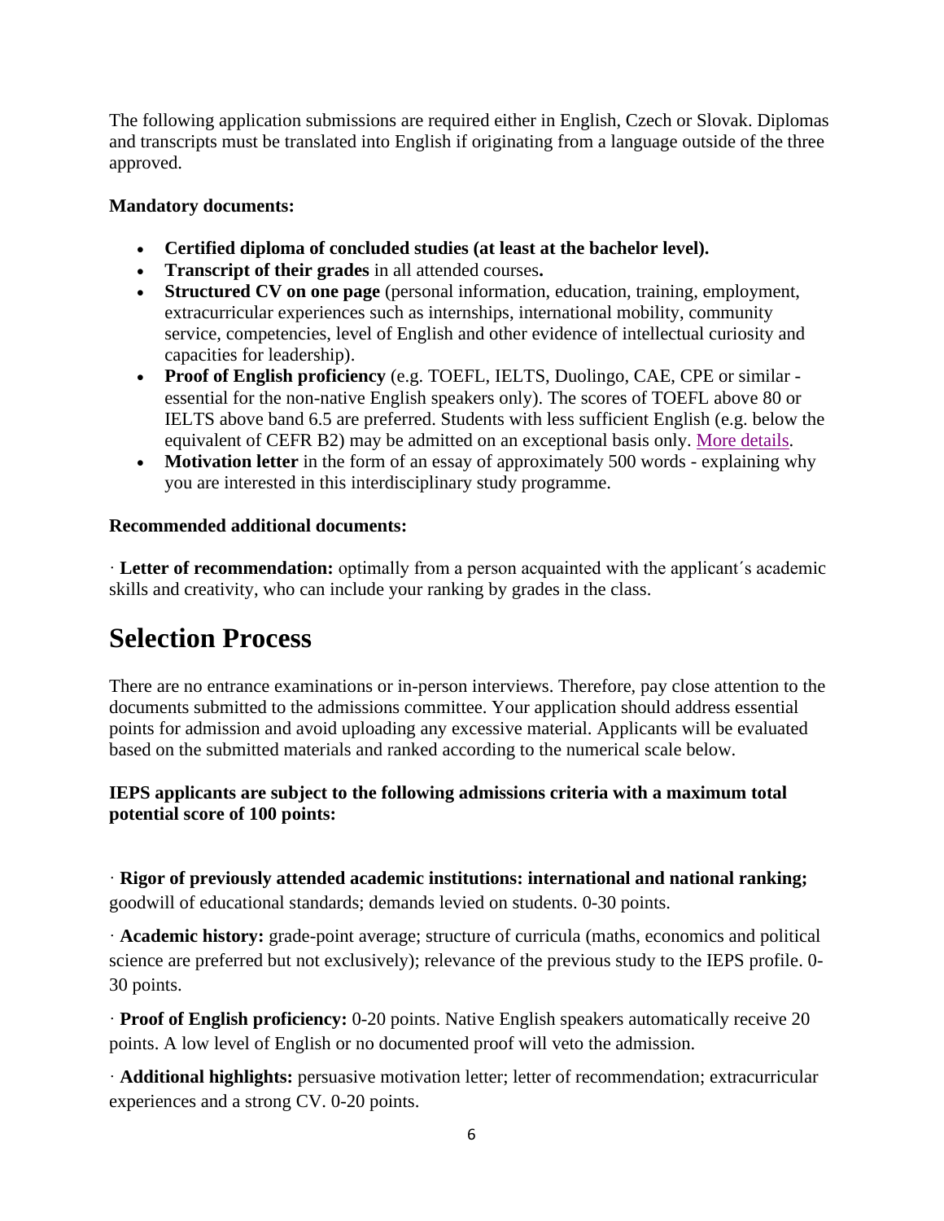The following application submissions are required either in English, Czech or Slovak. Diplomas and transcripts must be translated into English if originating from a language outside of the three approved.

**Mandatory documents:**

- **Certified diploma of concluded studies (at least at the bachelor level).**
- **Transcript of their grades** in all attended courses**.**
- **Structured CV on one page** (personal information, education, training, employment, extracurricular experiences such as internships, international mobility, community service, competencies, level of English and other evidence of intellectual curiosity and capacities for leadership).
- **Proof of English proficiency** (e.g. TOEFL, IELTS, Duolingo, CAE, CPE or similar - essential for the non-native English speakers only). The scores of TOEFL above 80 or IELTS above band 6.5 are preferred. Students with less sufficient English (e.g. below the equivalent of CEFR B2) may be admitted on an exceptional basis only. More details.
- **Motivation letter** in the form of an essay of approximately 500 words - explaining why you are interested in this interdisciplinary study programme.

**Recommended additional documents:**

· **Letter of recommendation:** optimally from a person acquainted with the applicant´s academic skills and creativity, who can include your ranking by grades in the class.

# Selection Process

There are no entrance examinations or in-person interviews. Therefore, pay close attention to the documents submitted to the admissions committee. Your application should address essential points for admission and avoid uploading any excessive material. Applicants will be evaluated based on the submitted materials and ranked according to the numerical scale below.

**IEPS applicants are subject to the following admissions criteria with a maximum total potential score of 100 points:**

· **Rigor of previously attended academic institutions: international and national ranking;** goodwill of educational standards; demands levied on students. 0-30 points.

· **Academic history:** grade-point average; structure of curricula (maths, economics and political science are preferred but not exclusively); relevance of the previous study to the IEPS profile. 0-30 points.

· **Proof of English proficiency:** 0-20 points. Native English speakers automatically receive 20 points. A low level of English or no documented proof will veto the admission.

· **Additional highlights:** persuasive motivation letter; letter of recommendation; extracurricular experiences and a strong CV. 0-20 points.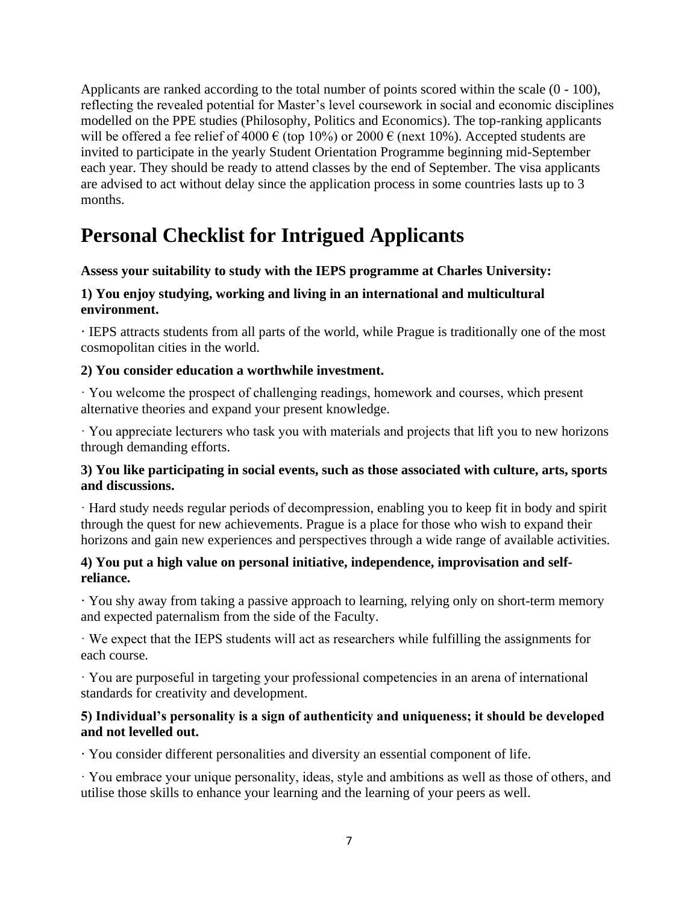Applicants are ranked according to the total number of points scored within the scale (0 - 100), reflecting the revealed potential for Master's level coursework in social and economic disciplines modelled on the PPE studies (Philosophy, Politics and Economics). The top-ranking applicants will be offered a fee relief of 4000 € (top 10%) or 2000 € (next 10%). Accepted students are invited to participate in the yearly Student Orientation Programme beginning mid-September each year. They should be ready to attend classes by the end of September. The visa applicants are advised to act without delay since the application process in some countries lasts up to 3 months.

# Personal Checklist for Intrigued Applicants

**Assess your suitability to study with the IEPS programme at Charles University:**

**1) You enjoy studying, working and living in an international and multicultural environment.**

· IEPS attracts students from all parts of the world, while Prague is traditionally one of the most cosmopolitan cities in the world.

**2) You consider education a worthwhile investment.**

· You welcome the prospect of challenging readings, homework and courses, which present alternative theories and expand your present knowledge.

· You appreciate lecturers who task you with materials and projects that lift you to new horizons through demanding efforts.

**3) You like participating in social events, such as those associated with culture, arts, sports and discussions.**

· Hard study needs regular periods of decompression, enabling you to keep fit in body and spirit through the quest for new achievements. Prague is a place for those who wish to expand their horizons and gain new experiences and perspectives through a wide range of available activities.

**4) You put a high value on personal initiative, independence, improvisation and self-reliance.**

· You shy away from taking a passive approach to learning, relying only on short-term memory and expected paternalism from the side of the Faculty.

· We expect that the IEPS students will act as researchers while fulfilling the assignments for each course.

· You are purposeful in targeting your professional competencies in an arena of international standards for creativity and development.

**5) Individual's personality is a sign of authenticity and uniqueness; it should be developed and not levelled out.**

· You consider different personalities and diversity an essential component of life.

· You embrace your unique personality, ideas, style and ambitions as well as those of others, and utilise those skills to enhance your learning and the learning of your peers as well.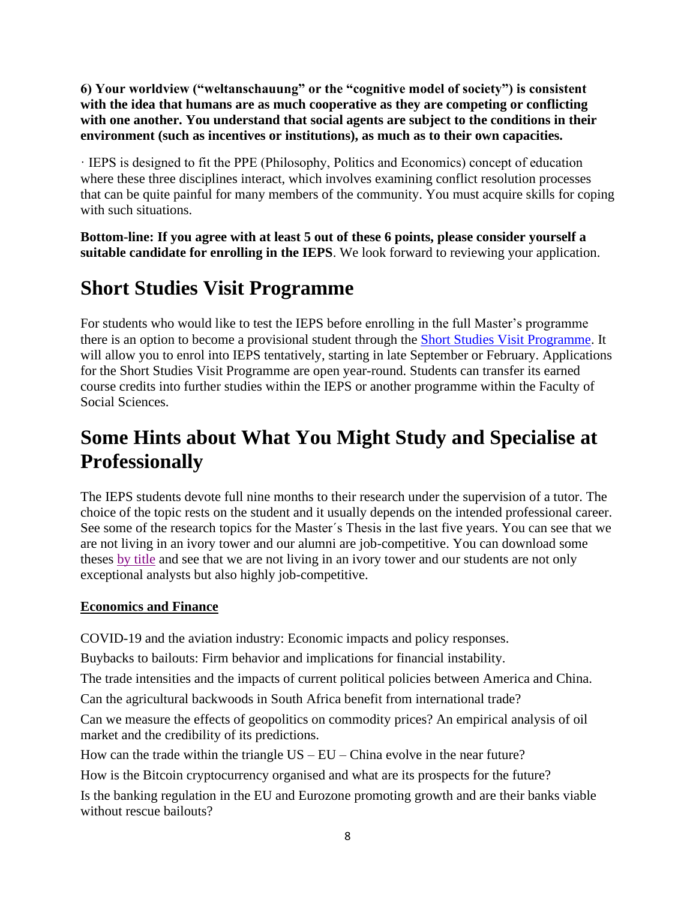**6) Your worldview ("weltanschauung" or the "cognitive model of society") is consistent with the idea that humans are as much cooperative as they are competing or conflicting with one another. You understand that social agents are subject to the conditions in their environment (such as incentives or institutions), as much as to their own capacities.**

· IEPS is designed to fit the PPE (Philosophy, Politics and Economics) concept of education where these three disciplines interact, which involves examining conflict resolution processes that can be quite painful for many members of the community. You must acquire skills for coping with such situations.

**Bottom-line: If you agree with at least 5 out of these 6 points, please consider yourself a suitable candidate for enrolling in the IEPS**. We look forward to reviewing your application.

# Short Studies Visit Programme

For students who would like to test the IEPS before enrolling in the full Master's programme there is an option to become a provisional student through the [Short Studies Visit Programme](). It will allow you to enrol into IEPS tentatively, starting in late September or February. Applications for the Short Studies Visit Programme are open year-round. Students can transfer its earned course credits into further studies within the IEPS or another programme within the Faculty of Social Sciences.

# Some Hints about What You Might Study and Specialise at Professionally

The IEPS students devote full nine months to their research under the supervision of a tutor. The choice of the topic rests on the student and it usually depends on the intended professional career. See some of the research topics for the Master´s Thesis in the last five years. You can see that we are not living in an ivory tower and our alumni are job-competitive. You can download some theses [by title]() and see that we are not living in an ivory tower and our students are not only exceptional analysts but also highly job-competitive.

**Economics and Finance**

COVID-19 and the aviation industry: Economic impacts and policy responses.

Buybacks to bailouts: Firm behavior and implications for financial instability.

The trade intensities and the impacts of current political policies between America and China.

Can the agricultural backwoods in South Africa benefit from international trade?

Can we measure the effects of geopolitics on commodity prices? An empirical analysis of oil market and the credibility of its predictions.

How can the trade within the triangle US – EU – China evolve in the near future?

How is the Bitcoin cryptocurrency organised and what are its prospects for the future?

Is the banking regulation in the EU and Eurozone promoting growth and are their banks viable without rescue bailouts?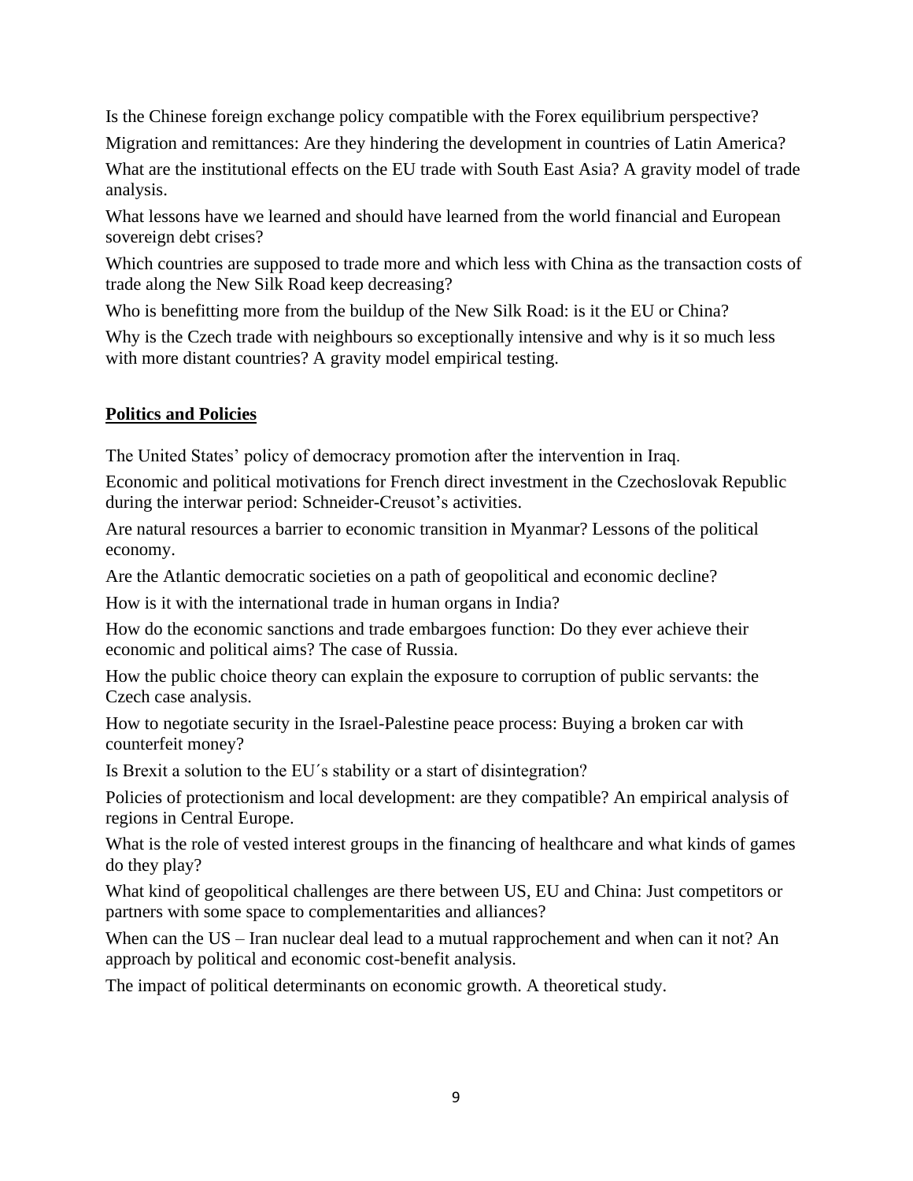Is the Chinese foreign exchange policy compatible with the Forex equilibrium perspective?

Migration and remittances: Are they hindering the development in countries of Latin America?

What are the institutional effects on the EU trade with South East Asia? A gravity model of trade analysis.

What lessons have we learned and should have learned from the world financial and European sovereign debt crises?

Which countries are supposed to trade more and which less with China as the transaction costs of trade along the New Silk Road keep decreasing?

Who is benefitting more from the buildup of the New Silk Road: is it the EU or China?

Why is the Czech trade with neighbours so exceptionally intensive and why is it so much less with more distant countries? A gravity model empirical testing.

## Politics and Policies

The United States' policy of democracy promotion after the intervention in Iraq.

Economic and political motivations for French direct investment in the Czechoslovak Republic during the interwar period: Schneider-Creusot's activities.

Are natural resources a barrier to economic transition in Myanmar? Lessons of the political economy.

Are the Atlantic democratic societies on a path of geopolitical and economic decline?

How is it with the international trade in human organs in India?

How do the economic sanctions and trade embargoes function: Do they ever achieve their economic and political aims? The case of Russia.

How the public choice theory can explain the exposure to corruption of public servants: the Czech case analysis.

How to negotiate security in the Israel-Palestine peace process: Buying a broken car with counterfeit money?

Is Brexit a solution to the EU´s stability or a start of disintegration?

Policies of protectionism and local development: are they compatible? An empirical analysis of regions in Central Europe.

What is the role of vested interest groups in the financing of healthcare and what kinds of games do they play?

What kind of geopolitical challenges are there between US, EU and China: Just competitors or partners with some space to complementarities and alliances?

When can the US – Iran nuclear deal lead to a mutual rapprochement and when can it not? An approach by political and economic cost-benefit analysis.

The impact of political determinants on economic growth. A theoretical study.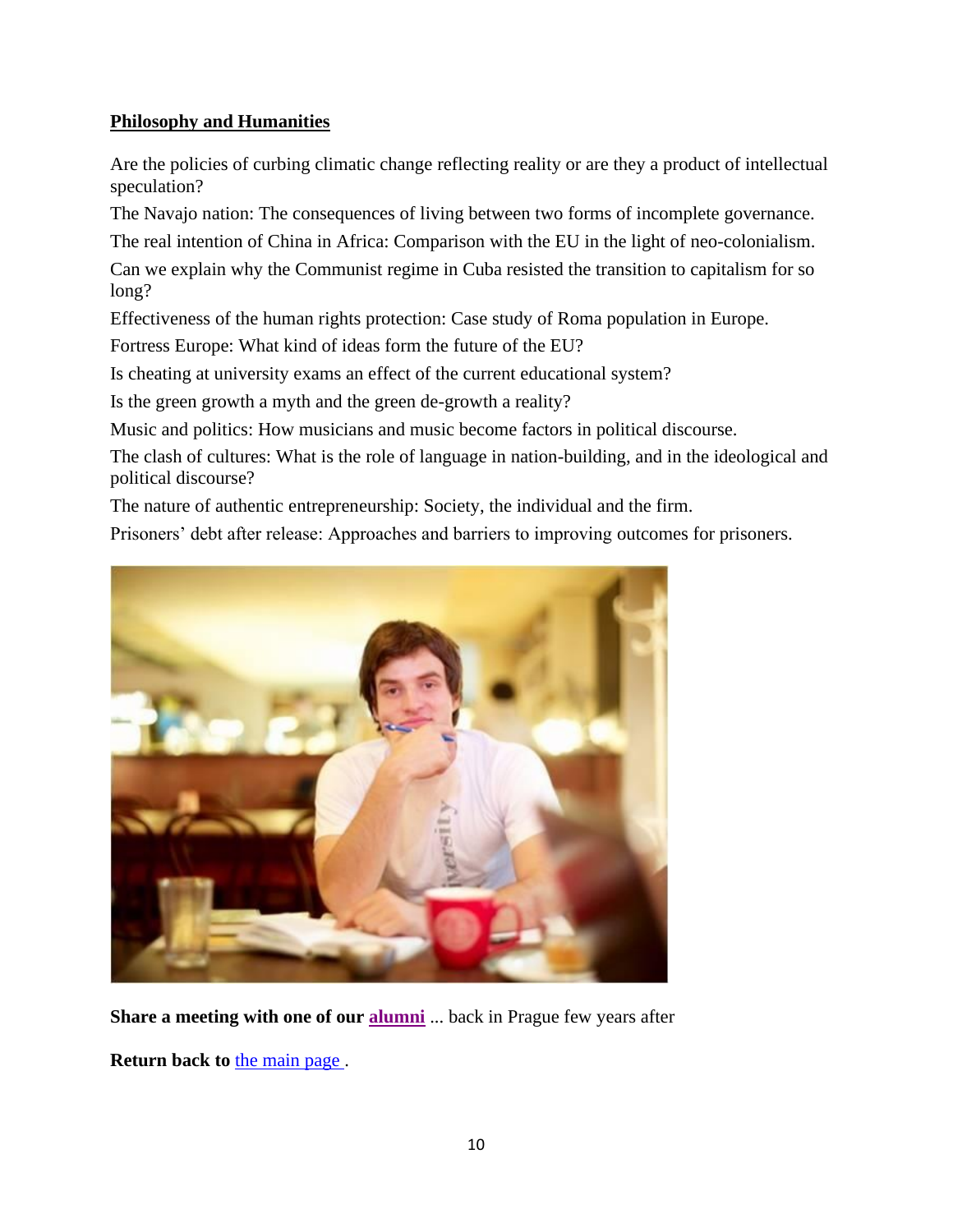**Philosophy and Humanities**

Are the policies of curbing climatic change reflecting reality or are they a product of intellectual speculation?

The Navajo nation: The consequences of living between two forms of incomplete governance.

The real intention of China in Africa: Comparison with the EU in the light of neo-colonialism.

Can we explain why the Communist regime in Cuba resisted the transition to capitalism for so long?

Effectiveness of the human rights protection: Case study of Roma population in Europe.

Fortress Europe: What kind of ideas form the future of the EU?

Is cheating at university exams an effect of the current educational system?

Is the green growth a myth and the green de-growth a reality?

Music and politics: How musicians and music become factors in political discourse.

The clash of cultures: What is the role of language in nation-building, and in the ideological and political discourse?

The nature of authentic entrepreneurship: Society, the individual and the firm.

Prisoners' debt after release: Approaches and barriers to improving outcomes for prisoners.

**Share a meeting with one of our alumni** ... back in Prague few years after

**Return back to** the main page .